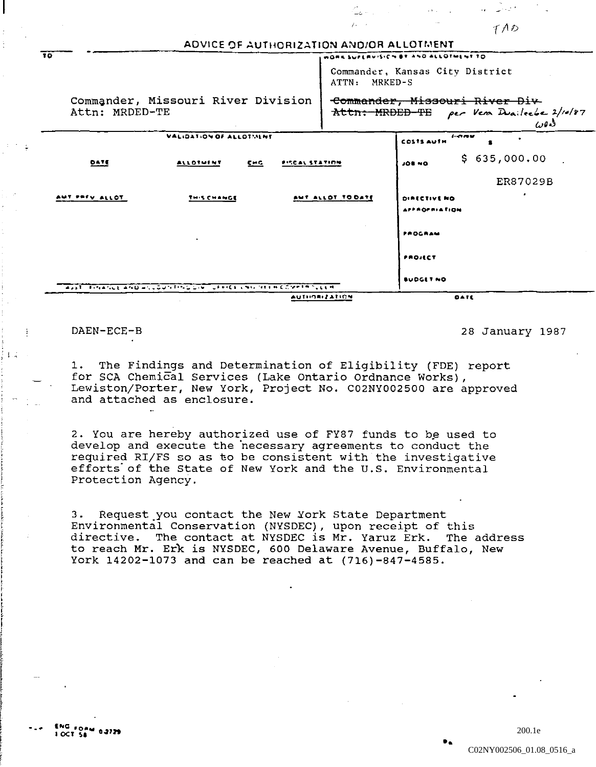TAD

# ADVICE OF AUTHORIZATION AND/OR ALLOTMENT

**TO**

Commander, Missouri River Division
Attn: MRDED-TE

**WORK SUPERVISION BY AND ALLOTMENT TO**

Commander, Kansas City District
ATTN: MRKED-S

~~Commander, Missouri River Div~~
~~Attn: MRDED-TE~~ per Vern Dailecbe 2/10/87 WDS

**VALIDATION OF ALLOTMENT**

| DATE | ALLOTMENT | CHG | FISCAL STATION |
|---|---|---|---|
| | | | |

| AMT PREV ALLOT | THIS CHANGE | AMT ALLOT TO DATE |
|---|---|---|
| | | |

COSTS AUTH FROM $

JOB NO $ 635,000.00

ER87029B

DIRECTIVE NO

APPROPRIATION

PROGRAM

PROJECT

BUDGET NO

ASST FINANCE AND ACCOUNTING DIV OFFICE CHIEF OF ENGINEERS

AUTHORIZATION

DATE

DAEN-ECE-B 28 January 1987

1. The Findings and Determination of Eligibility (FDE) report for SCA Chemical Services (Lake Ontario Ordnance Works), Lewiston/Porter, New York, Project No. C02NY002500 are approved and attached as enclosure.

2. You are hereby authorized use of FY87 funds to be used to develop and execute the necessary agreements to conduct the required RI/FS so as to be consistent with the investigative efforts of the State of New York and the U.S. Environmental Protection Agency.

3. Request you contact the New York State Department Environmental Conservation (NYSDEC), upon receipt of this directive. The contact at NYSDEC is Mr. Yaruz Erk. The address to reach Mr. Erk is NYSDEC, 600 Delaware Avenue, Buffalo, New York 14202-1073 and can be reached at (716)-847-4585.

ENG FORM 0-2729
1 OCT 58

200.1e

C02NY002506_01.08_0516_a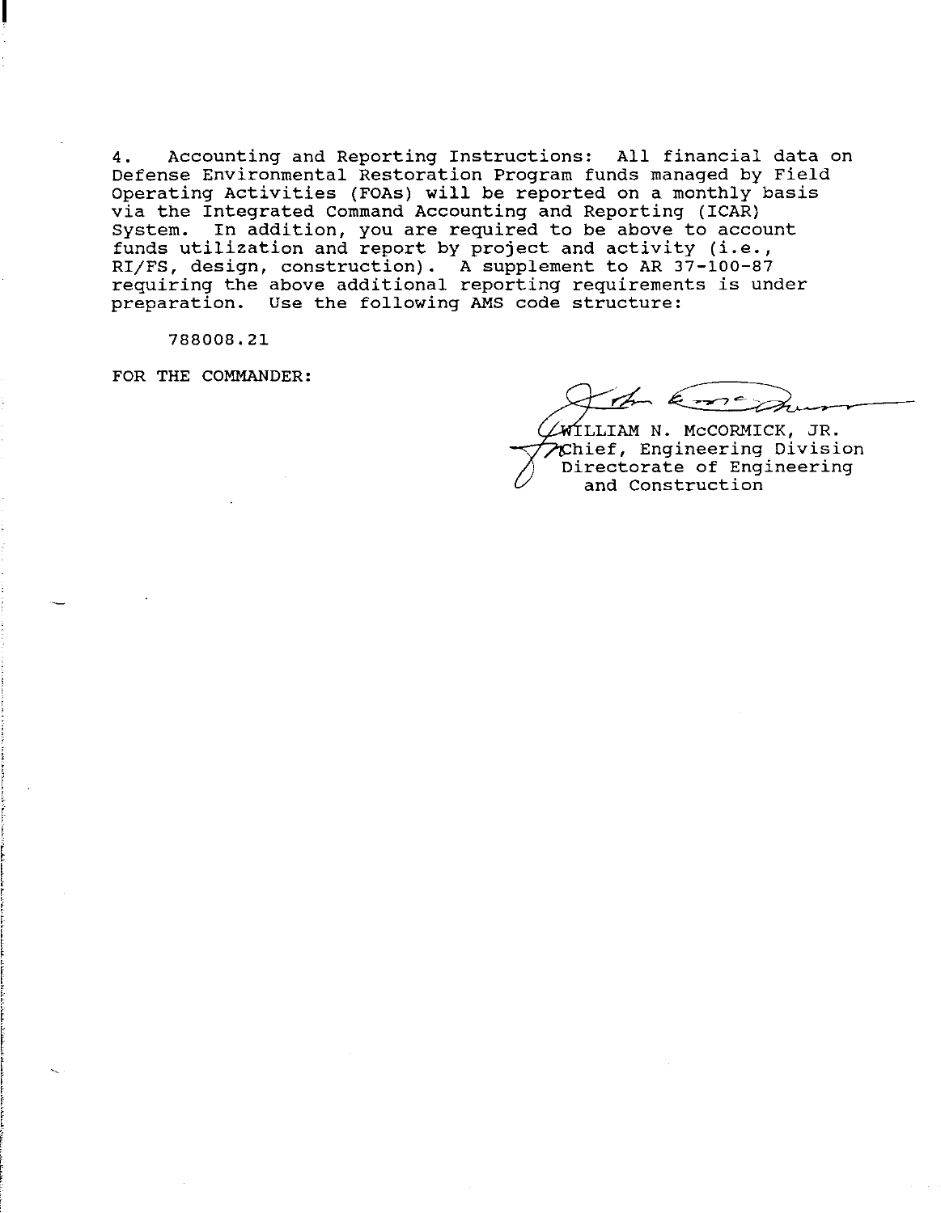4. Accounting and Reporting Instructions: All financial data on Defense Environmental Restoration Program funds managed by Field Operating Activities (FOAs) will be reported on a monthly basis via the Integrated Command Accounting and Reporting (ICAR) System. In addition, you are required to be above to account funds utilization and report by project and activity (i.e., RI/FS, design, construction). A supplement to AR 37-100-87 requiring the above additional reporting requirements is under preparation. Use the following AMS code structure:

788008.21

FOR THE COMMANDER:

WILLIAM N. McCORMICK, JR.
Chief, Engineering Division
Directorate of Engineering
and Construction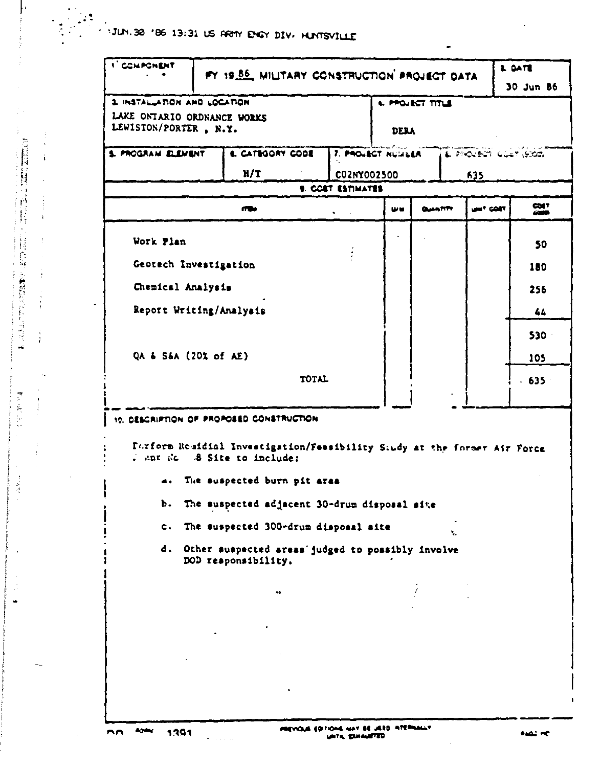JUN.30 '86 13:31 US ARMY ENGY DIV. HUNTSVILLE

| 1. COMPONENT | FY 19 86 MILITARY CONSTRUCTION PROJECT DATA | 2. DATE 30 Jun 86 |
|---|---|---|

| 3. INSTALLATION AND LOCATION | 4. PROJECT TITLE |
|---|---|
| LAKE ONTARIO ORDNANCE WORKS LEWISTON/PORTER, N.Y. | DERA |

| 5. PROGRAM ELEMENT | 6. CATEGORY CODE | 7. PROJECT NUMBER | 8. PROJECT COST ($000) |
|---|---|---|---|
| | H/T | C02NY002500 | 635 |

**9. COST ESTIMATES**

| ITEM | U/M | QUANTITY | UNIT COST | COST ($000) |
|---|---|---|---|---|
| Work Plan | | | | 50 |
| Geotech Investigation | | | | 180 |
| Chemical Analysis | | | | 256 |
| Report Writing/Analysis | | | | 44 |
| | | | | 530 |
| QA & S&A (20% of AE) | | | | 105 |
| TOTAL | | | | 635 |

**10. DESCRIPTION OF PROPOSED CONSTRUCTION**

Perform Residial Investigation/Feasibility Study at the former Air Force Plant No. 38 Site to include:

a. The suspected burn pit area

b. The suspected adjacent 30-drum disposal site

c. The suspected 300-drum disposal site

d. Other suspected areas judged to possibly involve DOD responsibility.

DD FORM 1391 PREVIOUS EDITIONS MAY BE USED INTERNALLY UNTIL EXHAUSTED